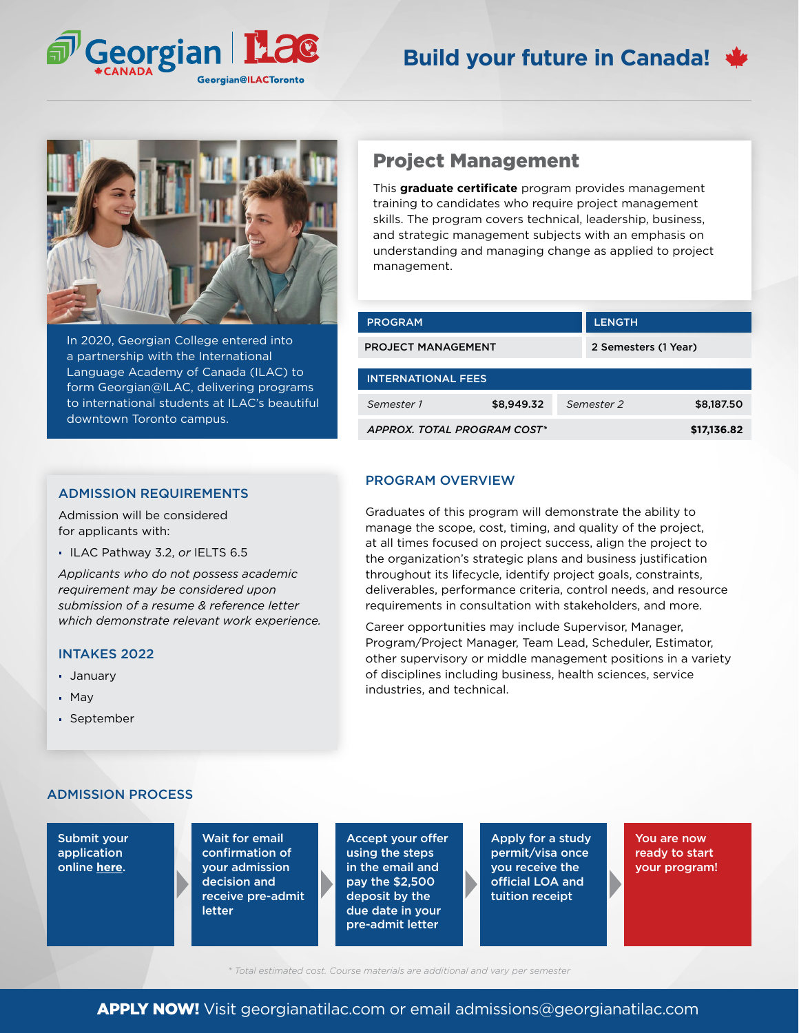Georgian CANADA | ILAC Georgian@ILACToronto

# Build your future in Canada!

In 2020, Georgian College entered into a partnership with the International Language Academy of Canada (ILAC) to form Georgian@ILAC, delivering programs to international students at ILAC's beautiful downtown Toronto campus.

## Project Management

This **graduate certificate** program provides management training to candidates who require project management skills. The program covers technical, leadership, business, and strategic management subjects with an emphasis on understanding and managing change as applied to project management.

| PROGRAM | LENGTH |
|---|---|
| PROJECT MANAGEMENT | 2 Semesters (1 Year) |

| INTERNATIONAL FEES | | | |
|---|---|---|---|
| *Semester 1* | $8,949.32 | *Semester 2* | $8,187.50 |
| *APPROX. TOTAL PROGRAM COST** | | | $17,136.82 |

### ADMISSION REQUIREMENTS

Admission will be considered for applicants with:

- ILAC Pathway 3.2, *or* IELTS 6.5

*Applicants who do not possess academic requirement may be considered upon submission of a resume & reference letter which demonstrate relevant work experience.*

### INTAKES 2022

- January
- May
- September

### PROGRAM OVERVIEW

Graduates of this program will demonstrate the ability to manage the scope, cost, timing, and quality of the project, at all times focused on project success, align the project to the organization's strategic plans and business justification throughout its lifecycle, identify project goals, constraints, deliverables, performance criteria, control needs, and resource requirements in consultation with stakeholders, and more.

Career opportunities may include Supervisor, Manager, Program/Project Manager, Team Lead, Scheduler, Estimator, other supervisory or middle management positions in a variety of disciplines including business, health sciences, service industries, and technical.

### ADMISSION PROCESS

1. Submit your application online here.
2. Wait for email confirmation of your admission decision and receive pre-admit letter
3. Accept your offer using the steps in the email and pay the $2,500 deposit by the due date in your pre-admit letter
4. Apply for a study permit/visa once you receive the official LOA and tuition receipt
5. You are now ready to start your program!

*\* Total estimated cost. Course materials are additional and vary per semester*

**APPLY NOW!** Visit georgianatilac.com or email admissions@georgianatilac.com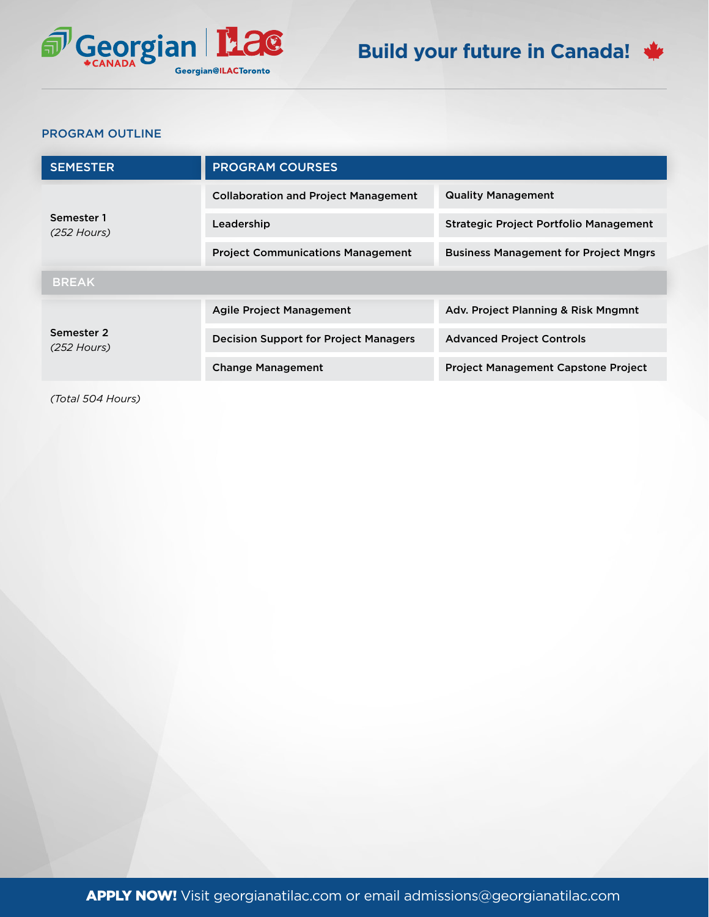Build your future in Canada!

## PROGRAM OUTLINE

| SEMESTER | PROGRAM COURSES | |
|---|---|---|
| Semester 1 *(252 Hours)* | Collaboration and Project Management | Quality Management |
| | Leadership | Strategic Project Portfolio Management |
| | Project Communications Management | Business Management for Project Mngrs |
| BREAK | | |
| Semester 2 *(252 Hours)* | Agile Project Management | Adv. Project Planning & Risk Mngmnt |
| | Decision Support for Project Managers | Advanced Project Controls |
| | Change Management | Project Management Capstone Project |

*(Total 504 Hours)*

**APPLY NOW!** Visit georgianatilac.com or email admissions@georgianatilac.com